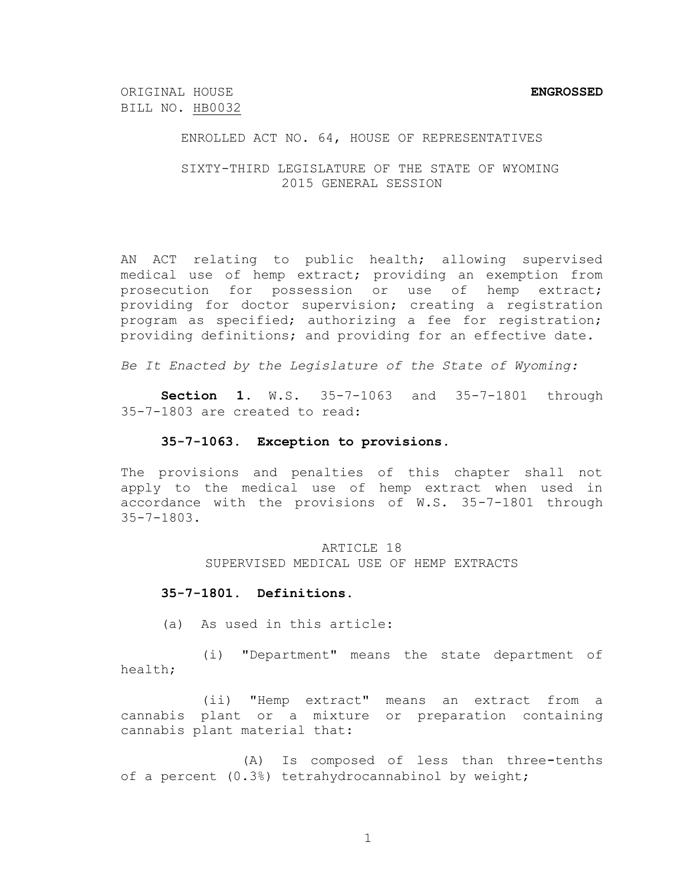ORIGINAL HOUSE **ENGROSSED**
BILL NO. HB0032

ENROLLED ACT NO. 64, HOUSE OF REPRESENTATIVES

SIXTY-THIRD LEGISLATURE OF THE STATE OF WYOMING
2015 GENERAL SESSION

AN ACT relating to public health; allowing supervised medical use of hemp extract; providing an exemption from prosecution for possession or use of hemp extract; providing for doctor supervision; creating a registration program as specified; authorizing a fee for registration; providing definitions; and providing for an effective date.

*Be It Enacted by the Legislature of the State of Wyoming:*

**Section 1.** W.S. 35-7-1063 and 35-7-1801 through 35-7-1803 are created to read:

**35-7-1063. Exception to provisions.**

The provisions and penalties of this chapter shall not apply to the medical use of hemp extract when used in accordance with the provisions of W.S. 35-7-1801 through 35-7-1803.

ARTICLE 18
SUPERVISED MEDICAL USE OF HEMP EXTRACTS

**35-7-1801. Definitions.**

(a) As used in this article:

(i) "Department" means the state department of health;

(ii) "Hemp extract" means an extract from a cannabis plant or a mixture or preparation containing cannabis plant material that:

(A) Is composed of less than three-tenths of a percent (0.3%) tetrahydrocannabinol by weight;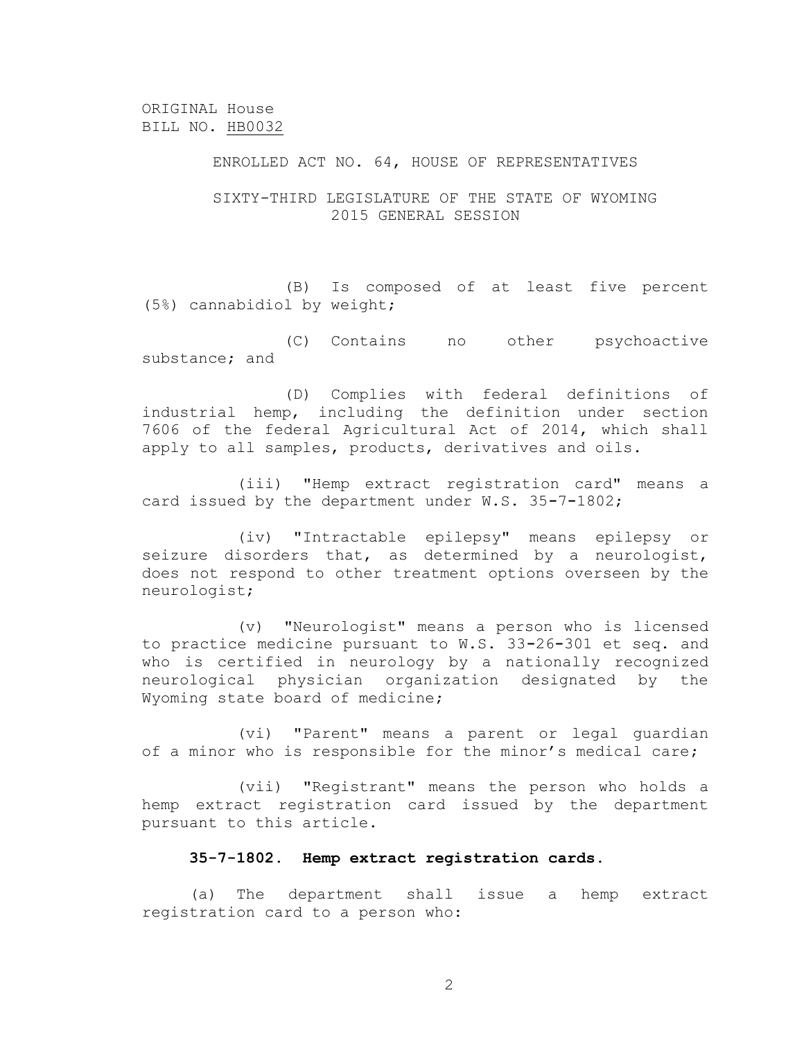ORIGINAL House
BILL NO. HB0032

ENROLLED ACT NO. 64, HOUSE OF REPRESENTATIVES

SIXTY-THIRD LEGISLATURE OF THE STATE OF WYOMING
2015 GENERAL SESSION

(B) Is composed of at least five percent (5%) cannabidiol by weight;

(C) Contains no other psychoactive substance; and

(D) Complies with federal definitions of industrial hemp, including the definition under section 7606 of the federal Agricultural Act of 2014, which shall apply to all samples, products, derivatives and oils.

(iii) "Hemp extract registration card" means a card issued by the department under W.S. 35-7-1802;

(iv) "Intractable epilepsy" means epilepsy or seizure disorders that, as determined by a neurologist, does not respond to other treatment options overseen by the neurologist;

(v) "Neurologist" means a person who is licensed to practice medicine pursuant to W.S. 33-26-301 et seq. and who is certified in neurology by a nationally recognized neurological physician organization designated by the Wyoming state board of medicine;

(vi) "Parent" means a parent or legal guardian of a minor who is responsible for the minor's medical care;

(vii) "Registrant" means the person who holds a hemp extract registration card issued by the department pursuant to this article.

**35-7-1802. Hemp extract registration cards.**

(a) The department shall issue a hemp extract registration card to a person who: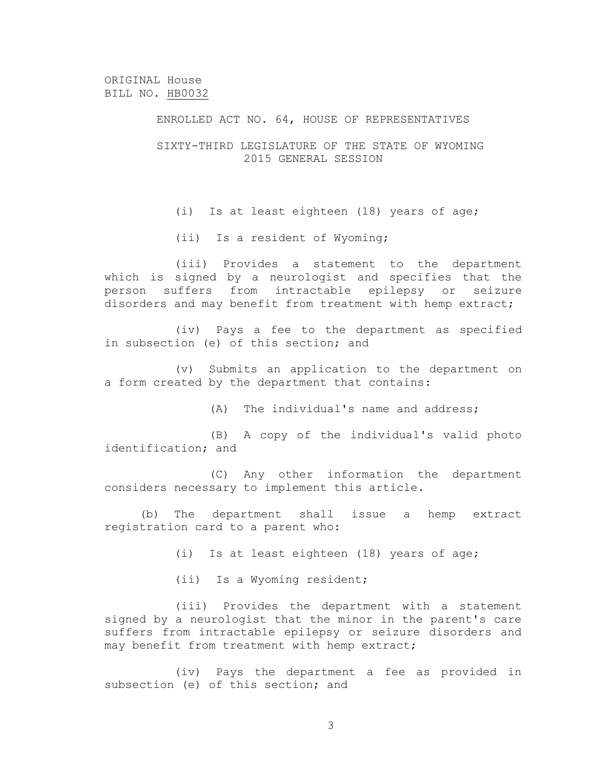ORIGINAL House
BILL NO. HB0032

ENROLLED ACT NO. 64, HOUSE OF REPRESENTATIVES

SIXTY-THIRD LEGISLATURE OF THE STATE OF WYOMING
2015 GENERAL SESSION

(i) Is at least eighteen (18) years of age;

(ii) Is a resident of Wyoming;

(iii) Provides a statement to the department which is signed by a neurologist and specifies that the person suffers from intractable epilepsy or seizure disorders and may benefit from treatment with hemp extract;

(iv) Pays a fee to the department as specified in subsection (e) of this section; and

(v) Submits an application to the department on a form created by the department that contains:

(A) The individual's name and address;

(B) A copy of the individual's valid photo identification; and

(C) Any other information the department considers necessary to implement this article.

(b) The department shall issue a hemp extract registration card to a parent who:

(i) Is at least eighteen (18) years of age;

(ii) Is a Wyoming resident;

(iii) Provides the department with a statement signed by a neurologist that the minor in the parent's care suffers from intractable epilepsy or seizure disorders and may benefit from treatment with hemp extract;

(iv) Pays the department a fee as provided in subsection (e) of this section; and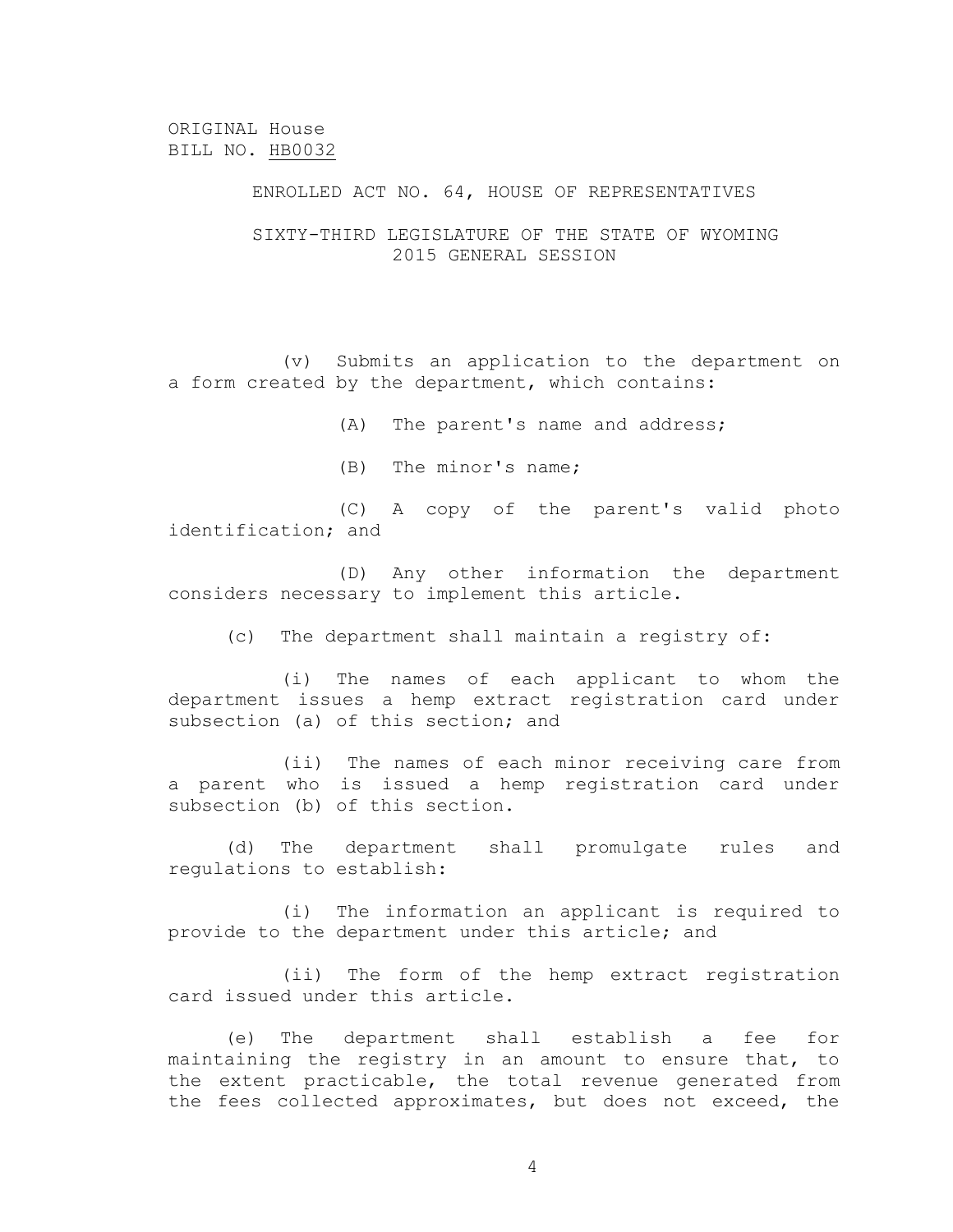(v) Submits an application to the department on a form created by the department, which contains:

(A) The parent's name and address;

(B) The minor's name;

(C) A copy of the parent's valid photo identification; and

(D) Any other information the department considers necessary to implement this article.

(c) The department shall maintain a registry of:

(i) The names of each applicant to whom the department issues a hemp extract registration card under subsection (a) of this section; and

(ii) The names of each minor receiving care from a parent who is issued a hemp registration card under subsection (b) of this section.

(d) The department shall promulgate rules and regulations to establish:

(i) The information an applicant is required to provide to the department under this article; and

(ii) The form of the hemp extract registration card issued under this article.

(e) The department shall establish a fee for maintaining the registry in an amount to ensure that, to the extent practicable, the total revenue generated from the fees collected approximates, but does not exceed, the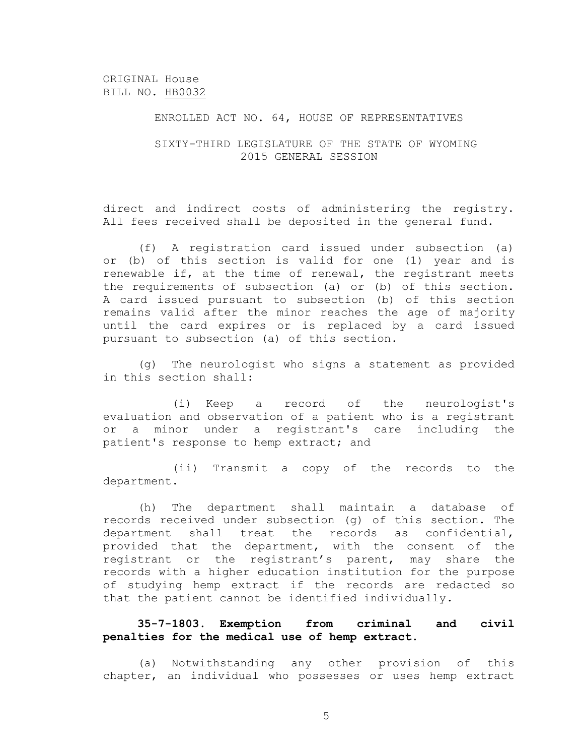direct and indirect costs of administering the registry. All fees received shall be deposited in the general fund.

(f) A registration card issued under subsection (a) or (b) of this section is valid for one (1) year and is renewable if, at the time of renewal, the registrant meets the requirements of subsection (a) or (b) of this section. A card issued pursuant to subsection (b) of this section remains valid after the minor reaches the age of majority until the card expires or is replaced by a card issued pursuant to subsection (a) of this section.

(g) The neurologist who signs a statement as provided in this section shall:

(i) Keep a record of the neurologist's evaluation and observation of a patient who is a registrant or a minor under a registrant's care including the patient's response to hemp extract; and

(ii) Transmit a copy of the records to the department.

(h) The department shall maintain a database of records received under subsection (g) of this section. The department shall treat the records as confidential, provided that the department, with the consent of the registrant or the registrant's parent, may share the records with a higher education institution for the purpose of studying hemp extract if the records are redacted so that the patient cannot be identified individually.

**35-7-1803. Exemption from criminal and civil penalties for the medical use of hemp extract.**

(a) Notwithstanding any other provision of this chapter, an individual who possesses or uses hemp extract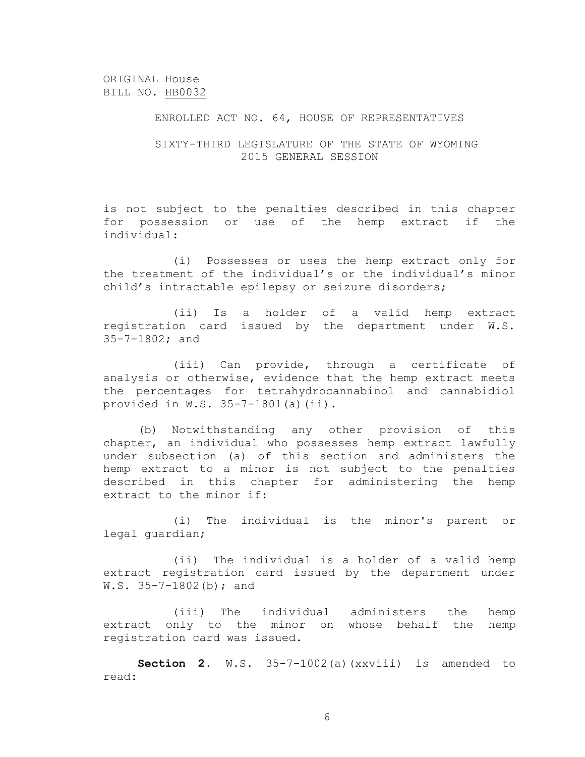ORIGINAL House
BILL NO. HB0032

ENROLLED ACT NO. 64, HOUSE OF REPRESENTATIVES

SIXTY-THIRD LEGISLATURE OF THE STATE OF WYOMING
2015 GENERAL SESSION

is not subject to the penalties described in this chapter for possession or use of the hemp extract if the individual:

(i) Possesses or uses the hemp extract only for the treatment of the individual's or the individual's minor child's intractable epilepsy or seizure disorders;

(ii) Is a holder of a valid hemp extract registration card issued by the department under W.S. 35-7-1802; and

(iii) Can provide, through a certificate of analysis or otherwise, evidence that the hemp extract meets the percentages for tetrahydrocannabinol and cannabidiol provided in W.S. 35-7-1801(a)(ii).

(b) Notwithstanding any other provision of this chapter, an individual who possesses hemp extract lawfully under subsection (a) of this section and administers the hemp extract to a minor is not subject to the penalties described in this chapter for administering the hemp extract to the minor if:

(i) The individual is the minor's parent or legal guardian;

(ii) The individual is a holder of a valid hemp extract registration card issued by the department under W.S. 35-7-1802(b); and

(iii) The individual administers the hemp extract only to the minor on whose behalf the hemp registration card was issued.

**Section 2.** W.S. 35-7-1002(a)(xxviii) is amended to read: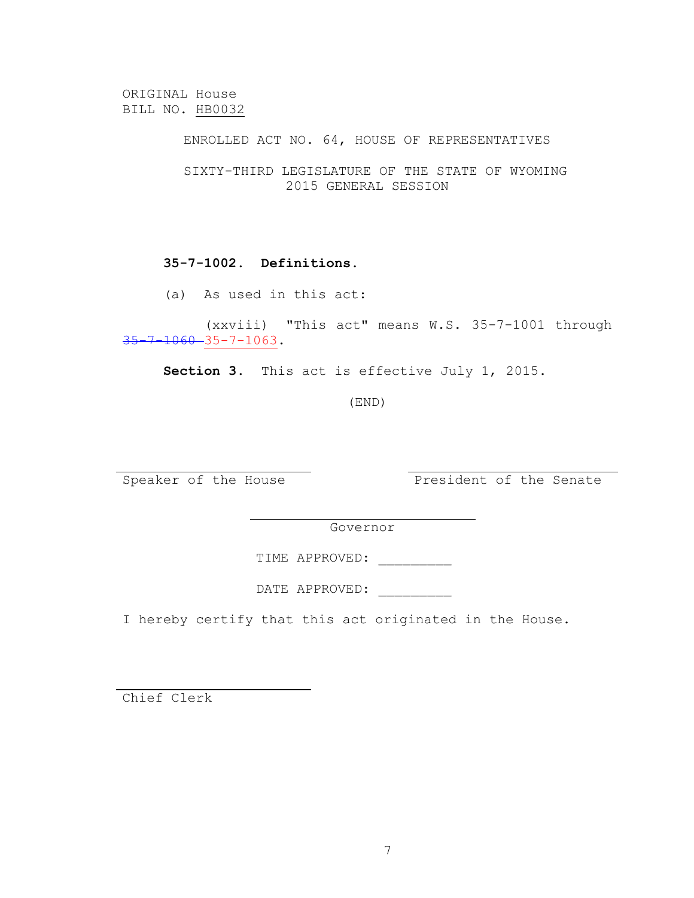ORIGINAL House
BILL NO. HB0032

ENROLLED ACT NO. 64, HOUSE OF REPRESENTATIVES

SIXTY-THIRD LEGISLATURE OF THE STATE OF WYOMING
2015 GENERAL SESSION

**35-7-1002. Definitions.**

(a) As used in this act:

(xxviii) "This act" means W.S. 35-7-1001 through ~~35-7-1060~~ 35-7-1063.

**Section 3.** This act is effective July 1, 2015.

(END)

Speaker of the House

President of the Senate

Governor

TIME APPROVED: _________

DATE APPROVED: _________

I hereby certify that this act originated in the House.

Chief Clerk